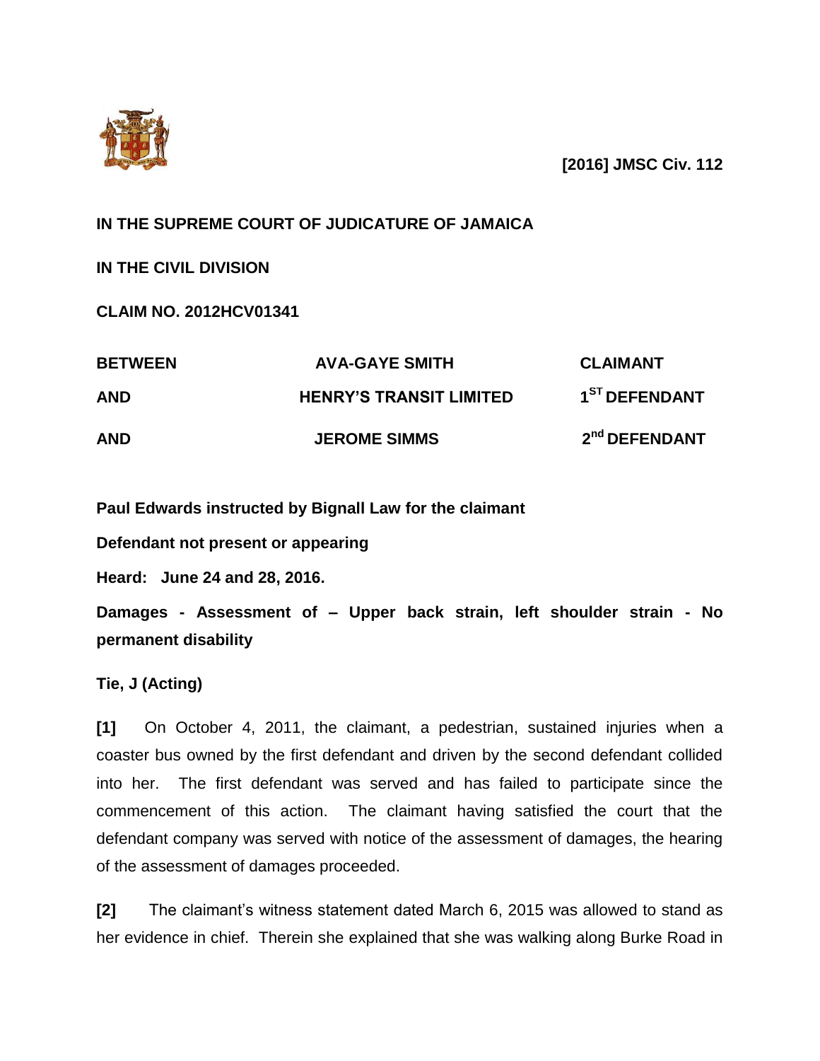**[2016] JMSC Civ. 112**

**IN THE SUPREME COURT OF JUDICATURE OF JAMAICA**

**IN THE CIVIL DIVISION**

**CLAIM NO. 2012HCV01341**

| | | |
|---|---|---|
| **BETWEEN** | **AVA-GAYE SMITH** | **CLAIMANT** |
| **AND** | **HENRY'S TRANSIT LIMITED** | **1ST DEFENDANT** |
| **AND** | **JEROME SIMMS** | **2nd DEFENDANT** |

**Paul Edwards instructed by Bignall Law for the claimant**

**Defendant not present or appearing**

**Heard: June 24 and 28, 2016.**

**Damages - Assessment of – Upper back strain, left shoulder strain - No permanent disability**

**Tie, J (Acting)**

**[1]** On October 4, 2011, the claimant, a pedestrian, sustained injuries when a coaster bus owned by the first defendant and driven by the second defendant collided into her. The first defendant was served and has failed to participate since the commencement of this action. The claimant having satisfied the court that the defendant company was served with notice of the assessment of damages, the hearing of the assessment of damages proceeded.

**[2]** The claimant's witness statement dated March 6, 2015 was allowed to stand as her evidence in chief. Therein she explained that she was walking along Burke Road in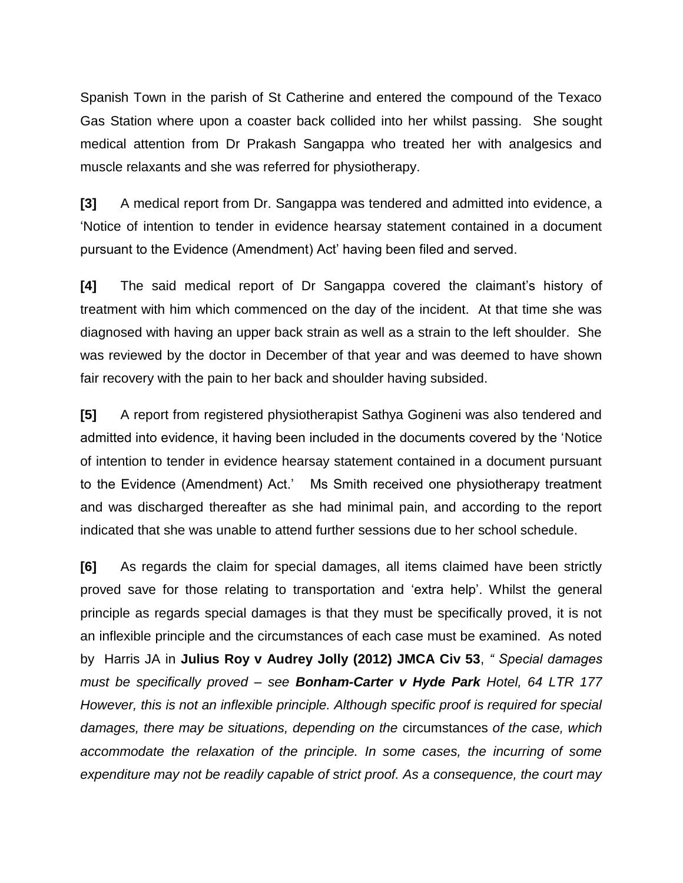Spanish Town in the parish of St Catherine and entered the compound of the Texaco Gas Station where upon a coaster back collided into her whilst passing. She sought medical attention from Dr Prakash Sangappa who treated her with analgesics and muscle relaxants and she was referred for physiotherapy.

**[3]** A medical report from Dr. Sangappa was tendered and admitted into evidence, a 'Notice of intention to tender in evidence hearsay statement contained in a document pursuant to the Evidence (Amendment) Act' having been filed and served.

**[4]** The said medical report of Dr Sangappa covered the claimant's history of treatment with him which commenced on the day of the incident. At that time she was diagnosed with having an upper back strain as well as a strain to the left shoulder. She was reviewed by the doctor in December of that year and was deemed to have shown fair recovery with the pain to her back and shoulder having subsided.

**[5]** A report from registered physiotherapist Sathya Gogineni was also tendered and admitted into evidence, it having been included in the documents covered by the 'Notice of intention to tender in evidence hearsay statement contained in a document pursuant to the Evidence (Amendment) Act.' Ms Smith received one physiotherapy treatment and was discharged thereafter as she had minimal pain, and according to the report indicated that she was unable to attend further sessions due to her school schedule.

**[6]** As regards the claim for special damages, all items claimed have been strictly proved save for those relating to transportation and 'extra help'. Whilst the general principle as regards special damages is that they must be specifically proved, it is not an inflexible principle and the circumstances of each case must be examined. As noted by Harris JA in **Julius Roy v Audrey Jolly (2012) JMCA Civ 53**, *" Special damages must be specifically proved – see **Bonham-Carter v Hyde Park** Hotel, 64 LTR 177 However, this is not an inflexible principle. Although specific proof is required for special damages, there may be situations, depending on the* circumstances *of the case, which accommodate the relaxation of the principle. In some cases, the incurring of some expenditure may not be readily capable of strict proof. As a consequence, the court may*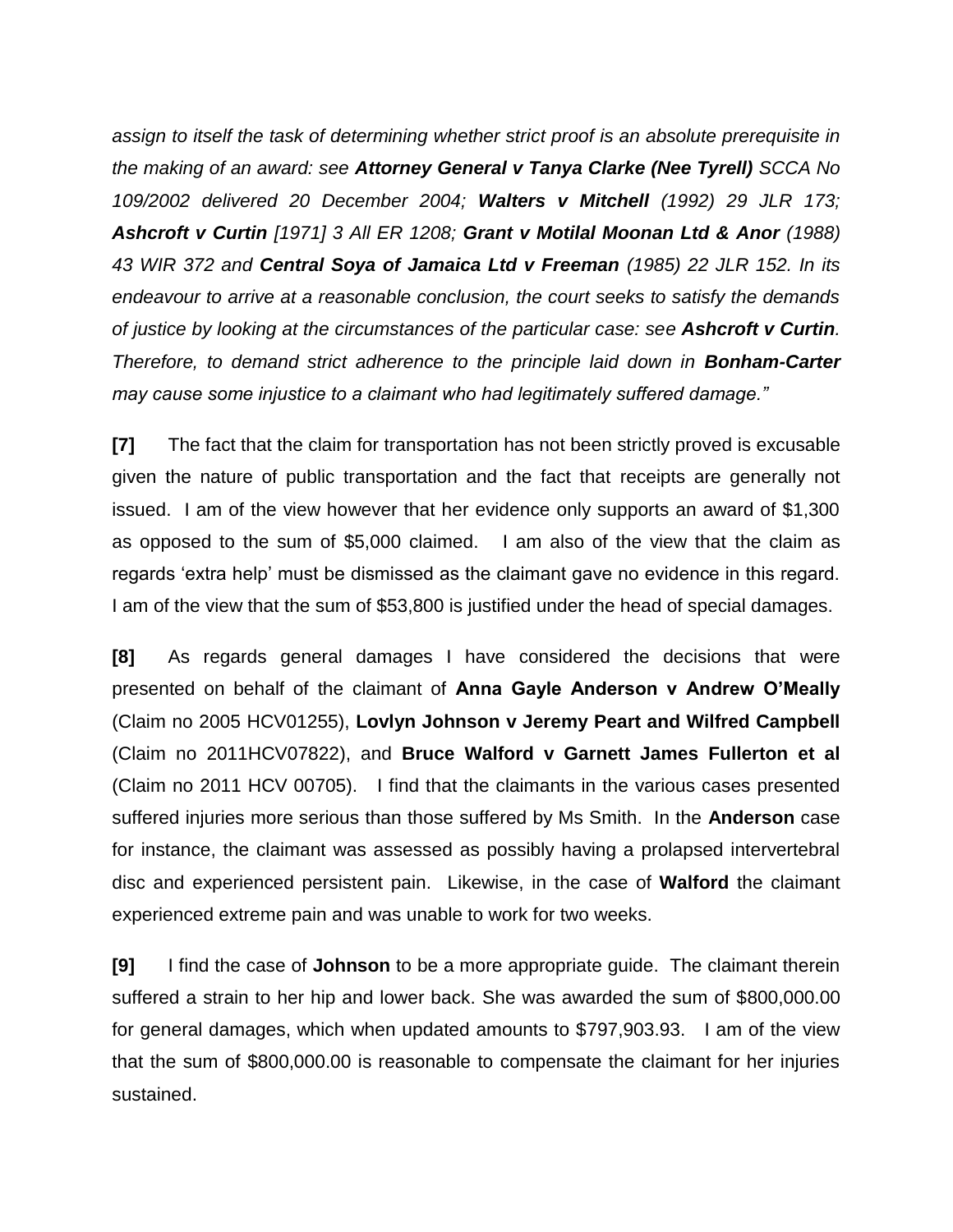*assign to itself the task of determining whether strict proof is an absolute prerequisite in the making of an award: see **Attorney General v Tanya Clarke (Nee Tyrell)** SCCA No 109/2002 delivered 20 December 2004; **Walters v Mitchell** (1992) 29 JLR 173; **Ashcroft v Curtin** [1971] 3 All ER 1208; **Grant v Motilal Moonan Ltd & Anor** (1988) 43 WIR 372 and **Central Soya of Jamaica Ltd v Freeman** (1985) 22 JLR 152. In its endeavour to arrive at a reasonable conclusion, the court seeks to satisfy the demands of justice by looking at the circumstances of the particular case: see **Ashcroft v Curtin**. Therefore, to demand strict adherence to the principle laid down in **Bonham-Carter** may cause some injustice to a claimant who had legitimately suffered damage."*

**[7]** The fact that the claim for transportation has not been strictly proved is excusable given the nature of public transportation and the fact that receipts are generally not issued. I am of the view however that her evidence only supports an award of $1,300 as opposed to the sum of $5,000 claimed. I am also of the view that the claim as regards 'extra help' must be dismissed as the claimant gave no evidence in this regard. I am of the view that the sum of $53,800 is justified under the head of special damages.

**[8]** As regards general damages I have considered the decisions that were presented on behalf of the claimant of **Anna Gayle Anderson v Andrew O'Meally** (Claim no 2005 HCV01255), **Lovlyn Johnson v Jeremy Peart and Wilfred Campbell** (Claim no 2011HCV07822), and **Bruce Walford v Garnett James Fullerton et al** (Claim no 2011 HCV 00705). I find that the claimants in the various cases presented suffered injuries more serious than those suffered by Ms Smith. In the **Anderson** case for instance, the claimant was assessed as possibly having a prolapsed intervertebral disc and experienced persistent pain. Likewise, in the case of **Walford** the claimant experienced extreme pain and was unable to work for two weeks.

**[9]** I find the case of **Johnson** to be a more appropriate guide. The claimant therein suffered a strain to her hip and lower back. She was awarded the sum of $800,000.00 for general damages, which when updated amounts to $797,903.93. I am of the view that the sum of $800,000.00 is reasonable to compensate the claimant for her injuries sustained.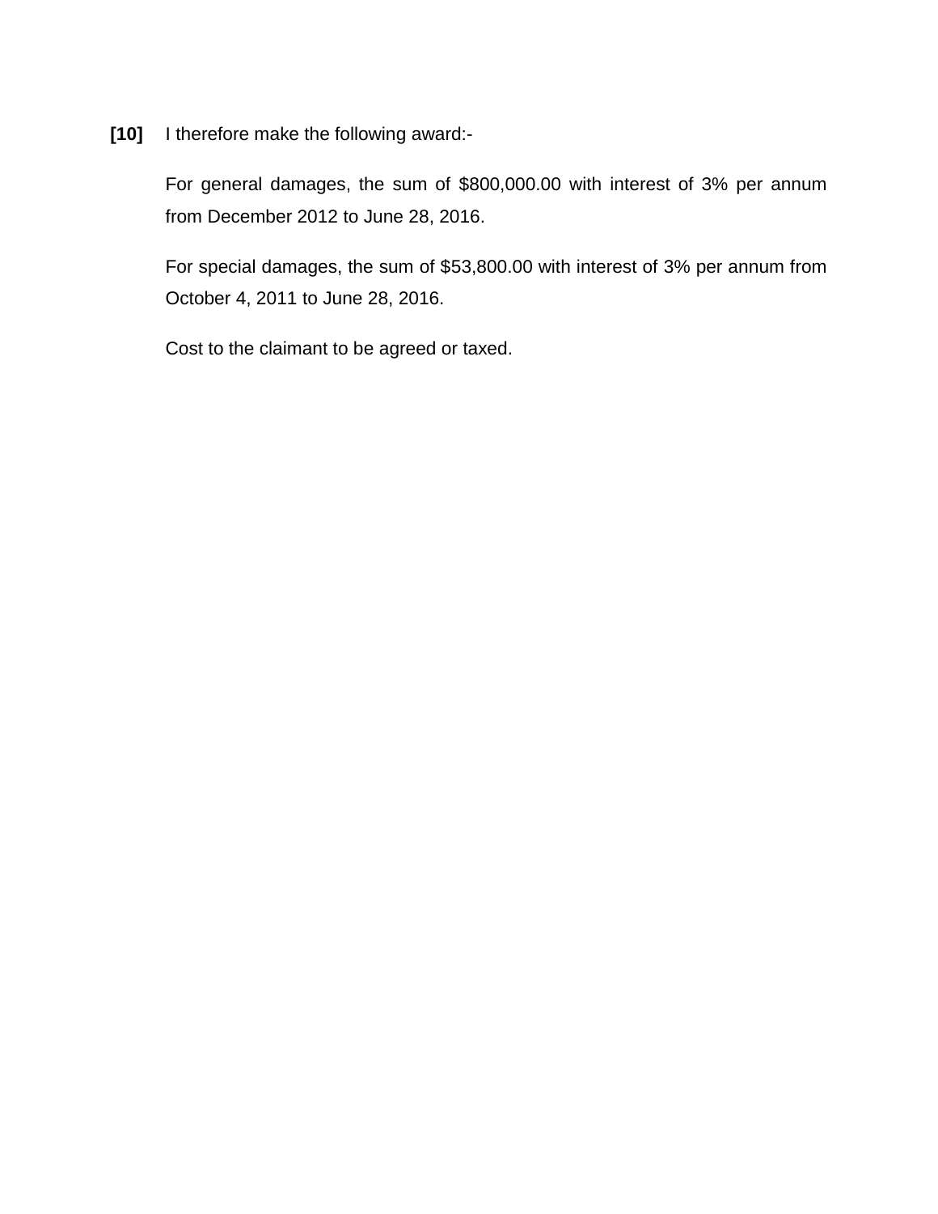**[10]** I therefore make the following award:-

For general damages, the sum of $800,000.00 with interest of 3% per annum from December 2012 to June 28, 2016.

For special damages, the sum of $53,800.00 with interest of 3% per annum from October 4, 2011 to June 28, 2016.

Cost to the claimant to be agreed or taxed.